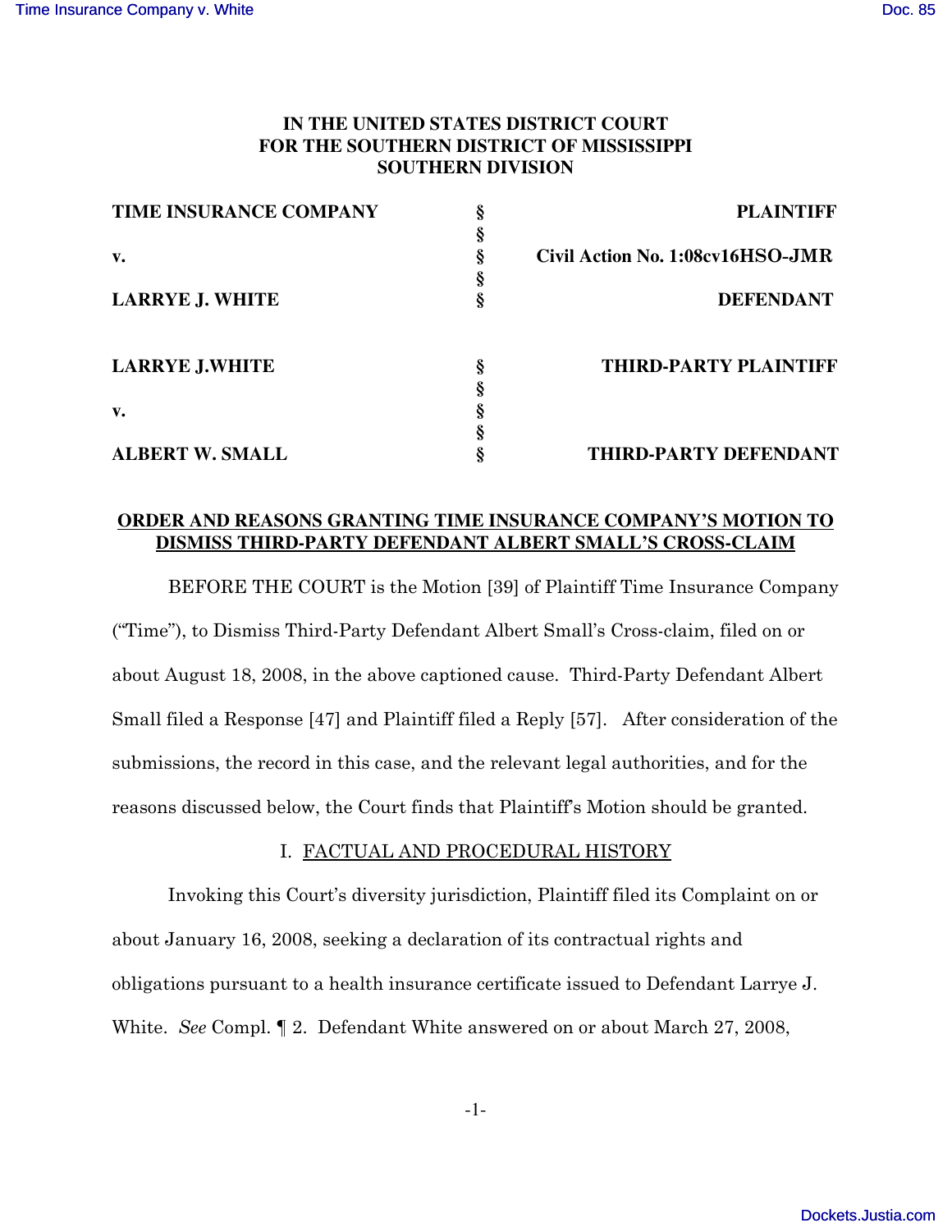**IN THE UNITED STATES DISTRICT COURT**
**FOR THE SOUTHERN DISTRICT OF MISSISSIPPI**
**SOUTHERN DIVISION**

| | | |
|---|---|---|
| **TIME INSURANCE COMPANY** | § | **PLAINTIFF** |
| | § | |
| **v.** | § | **Civil Action No. 1:08cv16HSO-JMR** |
| | § | |
| **LARRYE J. WHITE** | § | **DEFENDANT** |
| | | |
| **LARRYE J.WHITE** | § | **THIRD-PARTY PLAINTIFF** |
| | § | |
| **v.** | § | |
| | § | |
| **ALBERT W. SMALL** | § | **THIRD-PARTY DEFENDANT** |

**ORDER AND REASONS GRANTING TIME INSURANCE COMPANY'S MOTION TO DISMISS THIRD-PARTY DEFENDANT ALBERT SMALL'S CROSS-CLAIM**

BEFORE THE COURT is the Motion [39] of Plaintiff Time Insurance Company ("Time"), to Dismiss Third-Party Defendant Albert Small's Cross-claim, filed on or about August 18, 2008, in the above captioned cause. Third-Party Defendant Albert Small filed a Response [47] and Plaintiff filed a Reply [57]. After consideration of the submissions, the record in this case, and the relevant legal authorities, and for the reasons discussed below, the Court finds that Plaintiff's Motion should be granted.

I. FACTUAL AND PROCEDURAL HISTORY

Invoking this Court's diversity jurisdiction, Plaintiff filed its Complaint on or about January 16, 2008, seeking a declaration of its contractual rights and obligations pursuant to a health insurance certificate issued to Defendant Larrye J. White. *See* Compl. ¶ 2. Defendant White answered on or about March 27, 2008,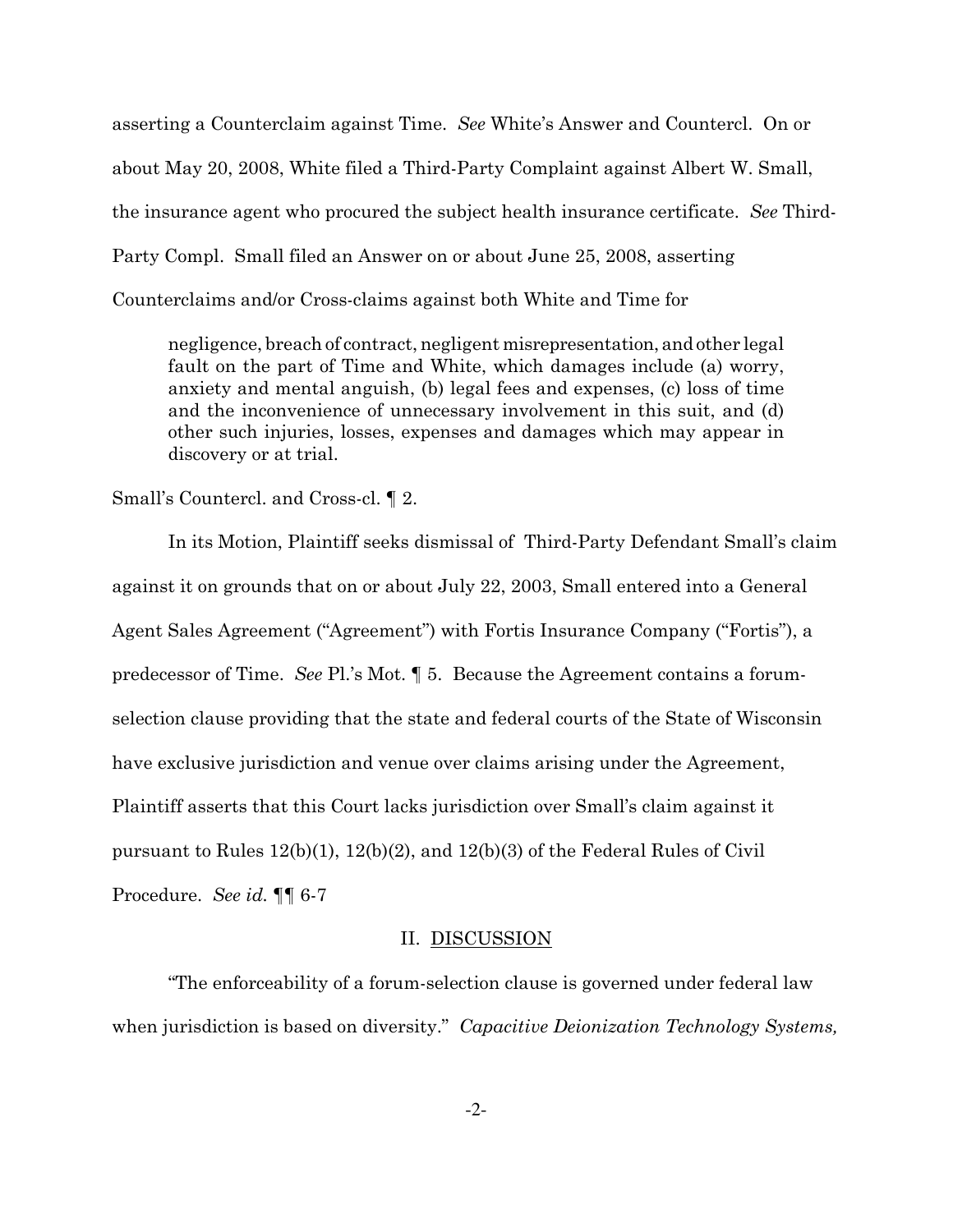asserting a Counterclaim against Time. *See* White's Answer and Countercl. On or about May 20, 2008, White filed a Third-Party Complaint against Albert W. Small, the insurance agent who procured the subject health insurance certificate. *See* Third-Party Compl. Small filed an Answer on or about June 25, 2008, asserting Counterclaims and/or Cross-claims against both White and Time for

> negligence, breach of contract, negligent misrepresentation, and other legal fault on the part of Time and White, which damages include (a) worry, anxiety and mental anguish, (b) legal fees and expenses, (c) loss of time and the inconvenience of unnecessary involvement in this suit, and (d) other such injuries, losses, expenses and damages which may appear in discovery or at trial.

Small's Countercl. and Cross-cl. ¶ 2.

In its Motion, Plaintiff seeks dismissal of Third-Party Defendant Small's claim against it on grounds that on or about July 22, 2003, Small entered into a General Agent Sales Agreement ("Agreement") with Fortis Insurance Company ("Fortis"), a predecessor of Time. *See* Pl.'s Mot. ¶ 5. Because the Agreement contains a forum-selection clause providing that the state and federal courts of the State of Wisconsin have exclusive jurisdiction and venue over claims arising under the Agreement, Plaintiff asserts that this Court lacks jurisdiction over Small's claim against it pursuant to Rules 12(b)(1), 12(b)(2), and 12(b)(3) of the Federal Rules of Civil Procedure. *See id.* ¶¶ 6-7

## II. DISCUSSION

"The enforceability of a forum-selection clause is governed under federal law when jurisdiction is based on diversity." *Capacitive Deionization Technology Systems,*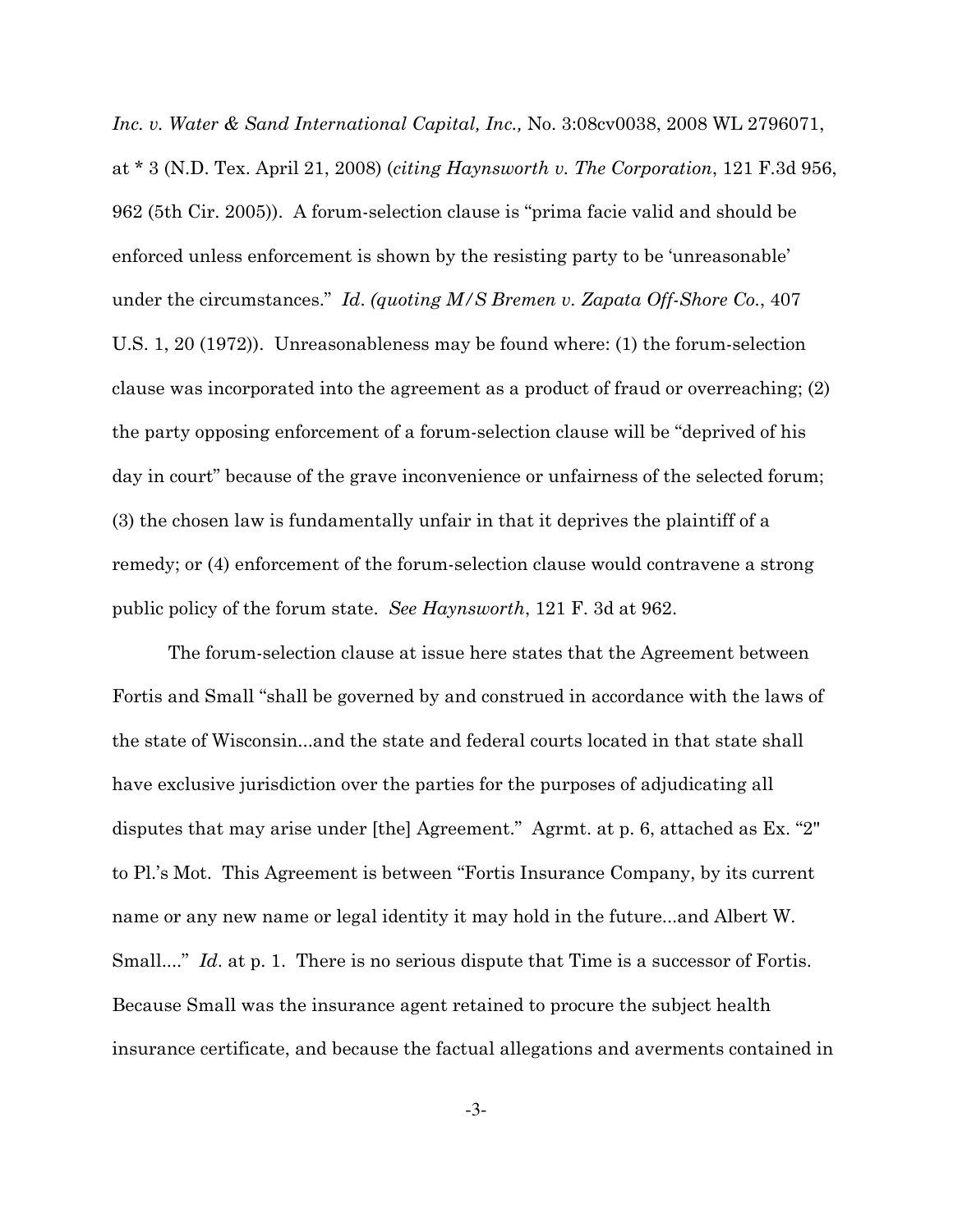*Inc. v. Water & Sand International Capital, Inc.,* No. 3:08cv0038, 2008 WL 2796071, at * 3 (N.D. Tex. April 21, 2008) (*citing Haynsworth v. The Corporation*, 121 F.3d 956, 962 (5th Cir. 2005)). A forum-selection clause is "prima facie valid and should be enforced unless enforcement is shown by the resisting party to be 'unreasonable' under the circumstances." *Id*. *(quoting M/S Bremen v. Zapata Off-Shore Co.*, 407 U.S. 1, 20 (1972)). Unreasonableness may be found where: (1) the forum-selection clause was incorporated into the agreement as a product of fraud or overreaching; (2) the party opposing enforcement of a forum-selection clause will be "deprived of his day in court" because of the grave inconvenience or unfairness of the selected forum; (3) the chosen law is fundamentally unfair in that it deprives the plaintiff of a remedy; or (4) enforcement of the forum-selection clause would contravene a strong public policy of the forum state. *See Haynsworth*, 121 F. 3d at 962.

The forum-selection clause at issue here states that the Agreement between Fortis and Small "shall be governed by and construed in accordance with the laws of the state of Wisconsin...and the state and federal courts located in that state shall have exclusive jurisdiction over the parties for the purposes of adjudicating all disputes that may arise under [the] Agreement." Agrmt. at p. 6, attached as Ex. "2" to Pl.'s Mot. This Agreement is between "Fortis Insurance Company, by its current name or any new name or legal identity it may hold in the future...and Albert W. Small...." *Id*. at p. 1. There is no serious dispute that Time is a successor of Fortis. Because Small was the insurance agent retained to procure the subject health insurance certificate, and because the factual allegations and averments contained in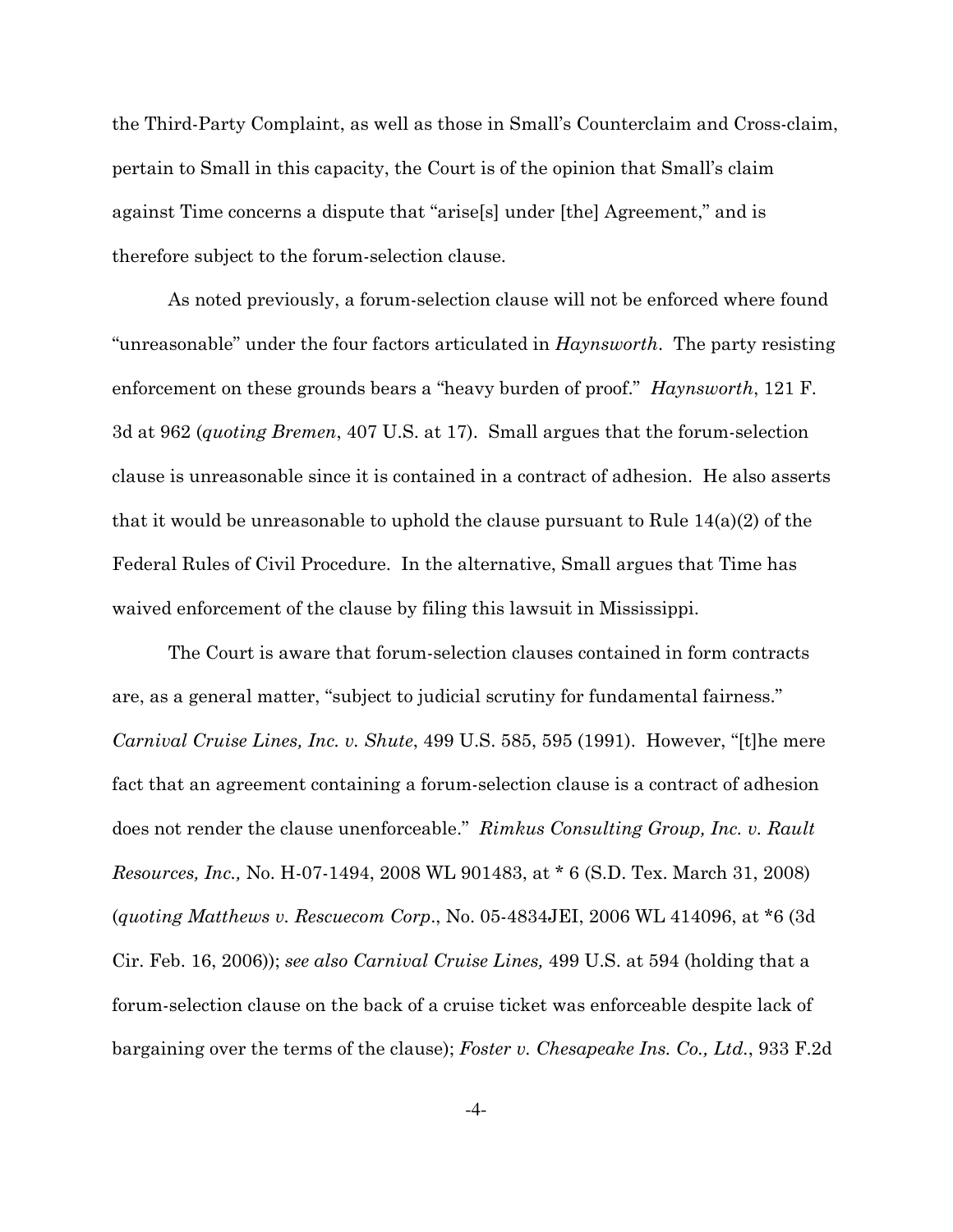the Third-Party Complaint, as well as those in Small's Counterclaim and Cross-claim, pertain to Small in this capacity, the Court is of the opinion that Small's claim against Time concerns a dispute that "arise[s] under [the] Agreement," and is therefore subject to the forum-selection clause.

As noted previously, a forum-selection clause will not be enforced where found "unreasonable" under the four factors articulated in *Haynsworth*. The party resisting enforcement on these grounds bears a "heavy burden of proof." *Haynsworth*, 121 F. 3d at 962 (*quoting Bremen*, 407 U.S. at 17). Small argues that the forum-selection clause is unreasonable since it is contained in a contract of adhesion. He also asserts that it would be unreasonable to uphold the clause pursuant to Rule 14(a)(2) of the Federal Rules of Civil Procedure. In the alternative, Small argues that Time has waived enforcement of the clause by filing this lawsuit in Mississippi.

The Court is aware that forum-selection clauses contained in form contracts are, as a general matter, "subject to judicial scrutiny for fundamental fairness." *Carnival Cruise Lines, Inc. v. Shute*, 499 U.S. 585, 595 (1991). However, "[t]he mere fact that an agreement containing a forum-selection clause is a contract of adhesion does not render the clause unenforceable." *Rimkus Consulting Group, Inc. v. Rault Resources, Inc.,* No. H-07-1494, 2008 WL 901483, at * 6 (S.D. Tex. March 31, 2008) (*quoting Matthews v. Rescuecom Corp*., No. 05-4834JEI, 2006 WL 414096, at *6 (3d Cir. Feb. 16, 2006)); *see also Carnival Cruise Lines,* 499 U.S. at 594 (holding that a forum-selection clause on the back of a cruise ticket was enforceable despite lack of bargaining over the terms of the clause); *Foster v. Chesapeake Ins. Co., Ltd.*, 933 F.2d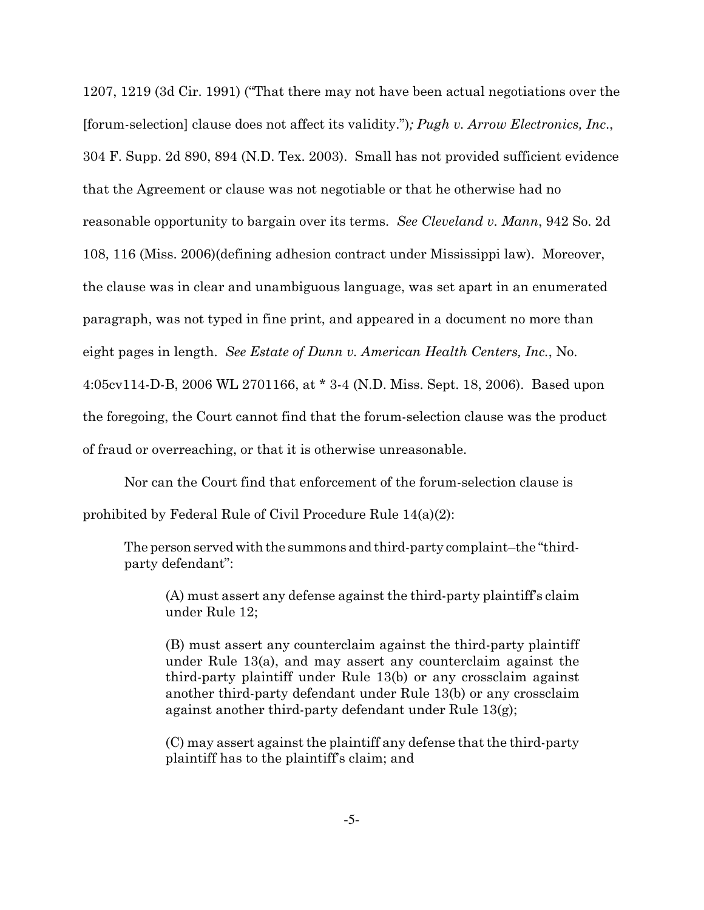1207, 1219 (3d Cir. 1991) ("That there may not have been actual negotiations over the [forum-selection] clause does not affect its validity."); *Pugh v. Arrow Electronics, Inc.*, 304 F. Supp. 2d 890, 894 (N.D. Tex. 2003). Small has not provided sufficient evidence that the Agreement or clause was not negotiable or that he otherwise had no reasonable opportunity to bargain over its terms. *See Cleveland v. Mann*, 942 So. 2d 108, 116 (Miss. 2006)(defining adhesion contract under Mississippi law). Moreover, the clause was in clear and unambiguous language, was set apart in an enumerated paragraph, was not typed in fine print, and appeared in a document no more than eight pages in length. *See Estate of Dunn v. American Health Centers, Inc.*, No. 4:05cv114-D-B, 2006 WL 2701166, at * 3-4 (N.D. Miss. Sept. 18, 2006). Based upon the foregoing, the Court cannot find that the forum-selection clause was the product of fraud or overreaching, or that it is otherwise unreasonable.

Nor can the Court find that enforcement of the forum-selection clause is prohibited by Federal Rule of Civil Procedure Rule 14(a)(2):

> The person served with the summons and third-party complaint–the "third-party defendant":
>
> > (A) must assert any defense against the third-party plaintiff's claim under Rule 12;
> >
> > (B) must assert any counterclaim against the third-party plaintiff under Rule 13(a), and may assert any counterclaim against the third-party plaintiff under Rule 13(b) or any crossclaim against another third-party defendant under Rule 13(b) or any crossclaim against another third-party defendant under Rule 13(g);
> >
> > (C) may assert against the plaintiff any defense that the third-party plaintiff has to the plaintiff's claim; and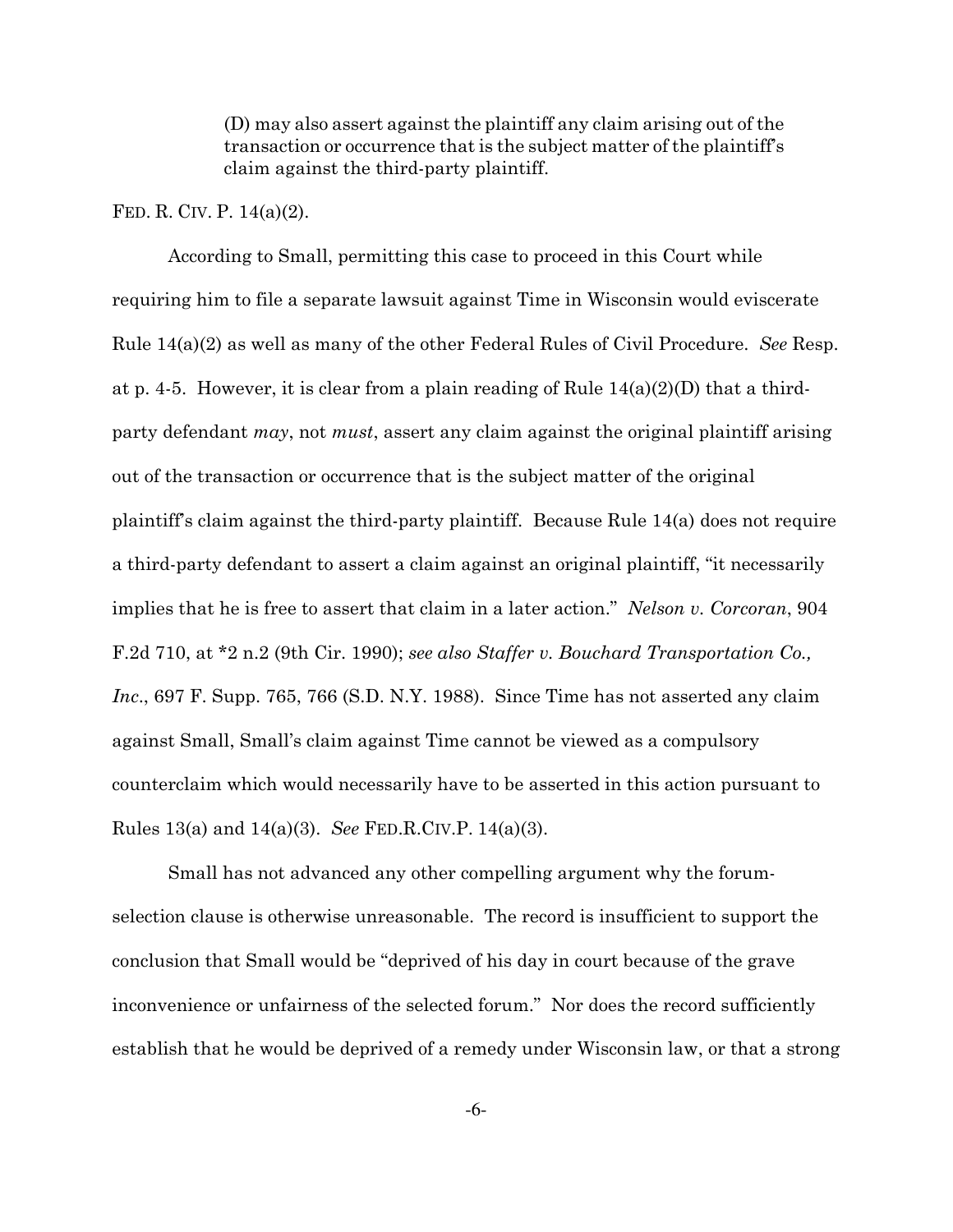> (D) may also assert against the plaintiff any claim arising out of the transaction or occurrence that is the subject matter of the plaintiff's claim against the third-party plaintiff.

FED. R. CIV. P. 14(a)(2).

According to Small, permitting this case to proceed in this Court while requiring him to file a separate lawsuit against Time in Wisconsin would eviscerate Rule 14(a)(2) as well as many of the other Federal Rules of Civil Procedure. *See* Resp. at p. 4-5. However, it is clear from a plain reading of Rule 14(a)(2)(D) that a third-party defendant *may*, not *must*, assert any claim against the original plaintiff arising out of the transaction or occurrence that is the subject matter of the original plaintiff's claim against the third-party plaintiff. Because Rule 14(a) does not require a third-party defendant to assert a claim against an original plaintiff, "it necessarily implies that he is free to assert that claim in a later action." *Nelson v. Corcoran*, 904 F.2d 710, at *2 n.2 (9th Cir. 1990); *see also Staffer v. Bouchard Transportation Co., Inc.*, 697 F. Supp. 765, 766 (S.D. N.Y. 1988). Since Time has not asserted any claim against Small, Small's claim against Time cannot be viewed as a compulsory counterclaim which would necessarily have to be asserted in this action pursuant to Rules 13(a) and 14(a)(3). *See* FED.R.CIV.P. 14(a)(3).

Small has not advanced any other compelling argument why the forum-selection clause is otherwise unreasonable. The record is insufficient to support the conclusion that Small would be "deprived of his day in court because of the grave inconvenience or unfairness of the selected forum." Nor does the record sufficiently establish that he would be deprived of a remedy under Wisconsin law, or that a strong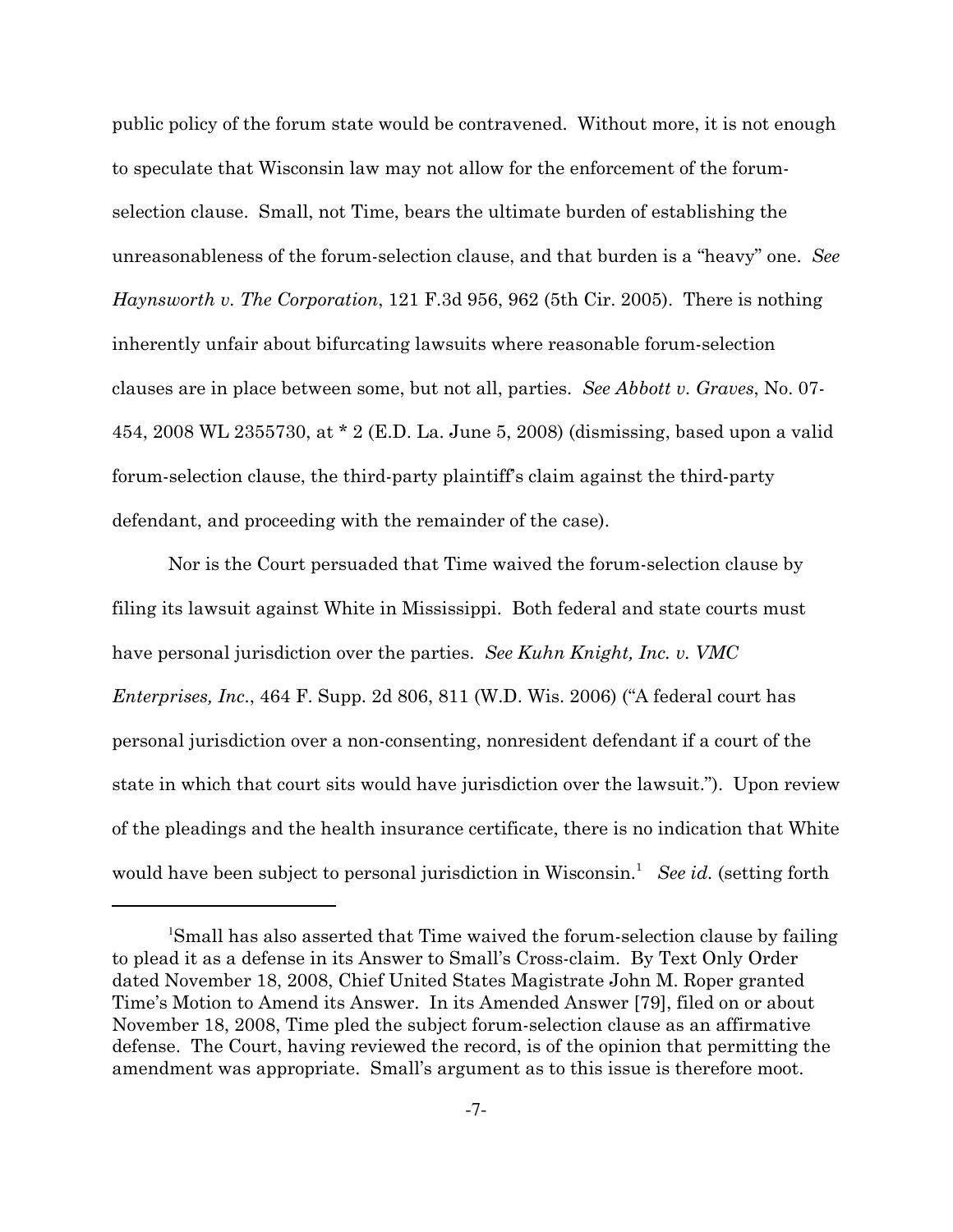public policy of the forum state would be contravened. Without more, it is not enough to speculate that Wisconsin law may not allow for the enforcement of the forum-selection clause. Small, not Time, bears the ultimate burden of establishing the unreasonableness of the forum-selection clause, and that burden is a "heavy" one. *See Haynsworth v. The Corporation*, 121 F.3d 956, 962 (5th Cir. 2005). There is nothing inherently unfair about bifurcating lawsuits where reasonable forum-selection clauses are in place between some, but not all, parties. *See Abbott v. Graves*, No. 07-454, 2008 WL 2355730, at * 2 (E.D. La. June 5, 2008) (dismissing, based upon a valid forum-selection clause, the third-party plaintiff's claim against the third-party defendant, and proceeding with the remainder of the case).

Nor is the Court persuaded that Time waived the forum-selection clause by filing its lawsuit against White in Mississippi. Both federal and state courts must have personal jurisdiction over the parties. *See Kuhn Knight, Inc. v. VMC Enterprises, Inc.*, 464 F. Supp. 2d 806, 811 (W.D. Wis. 2006) ("A federal court has personal jurisdiction over a non-consenting, nonresident defendant if a court of the state in which that court sits would have jurisdiction over the lawsuit."). Upon review of the pleadings and the health insurance certificate, there is no indication that White would have been subject to personal jurisdiction in Wisconsin.[1] *See id.* (setting forth

[1]Small has also asserted that Time waived the forum-selection clause by failing to plead it as a defense in its Answer to Small's Cross-claim. By Text Only Order dated November 18, 2008, Chief United States Magistrate John M. Roper granted Time's Motion to Amend its Answer. In its Amended Answer [79], filed on or about November 18, 2008, Time pled the subject forum-selection clause as an affirmative defense. The Court, having reviewed the record, is of the opinion that permitting the amendment was appropriate. Small's argument as to this issue is therefore moot.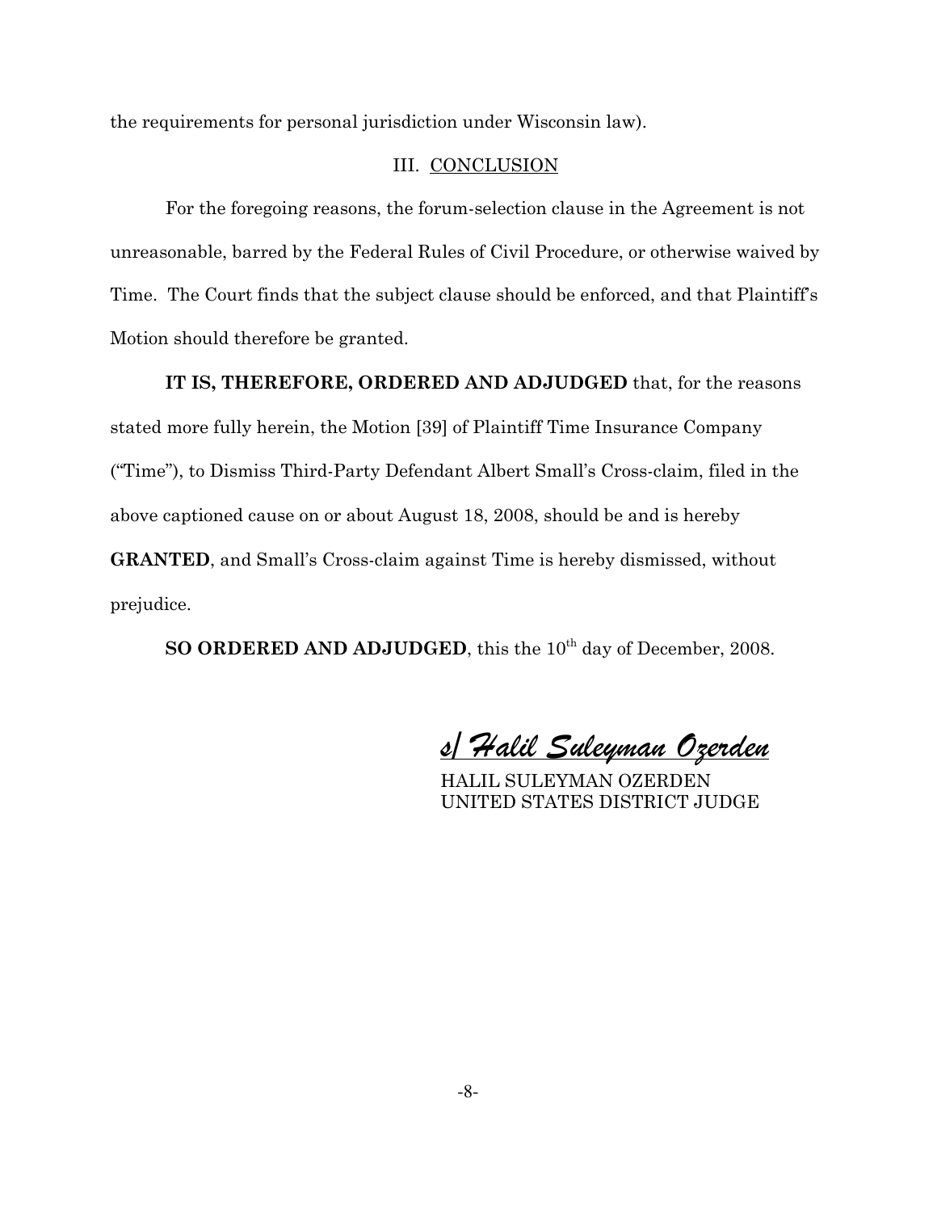the requirements for personal jurisdiction under Wisconsin law).

## III. CONCLUSION

For the foregoing reasons, the forum-selection clause in the Agreement is not unreasonable, barred by the Federal Rules of Civil Procedure, or otherwise waived by Time. The Court finds that the subject clause should be enforced, and that Plaintiff's Motion should therefore be granted.

**IT IS, THEREFORE, ORDERED AND ADJUDGED** that, for the reasons stated more fully herein, the Motion [39] of Plaintiff Time Insurance Company ("Time"), to Dismiss Third-Party Defendant Albert Small's Cross-claim, filed in the above captioned cause on or about August 18, 2008, should be and is hereby **GRANTED**, and Small's Cross-claim against Time is hereby dismissed, without prejudice.

**SO ORDERED AND ADJUDGED**, this the 10th day of December, 2008.

*s/ Halil Suleyman Ozerden*

HALIL SULEYMAN OZERDEN
UNITED STATES DISTRICT JUDGE